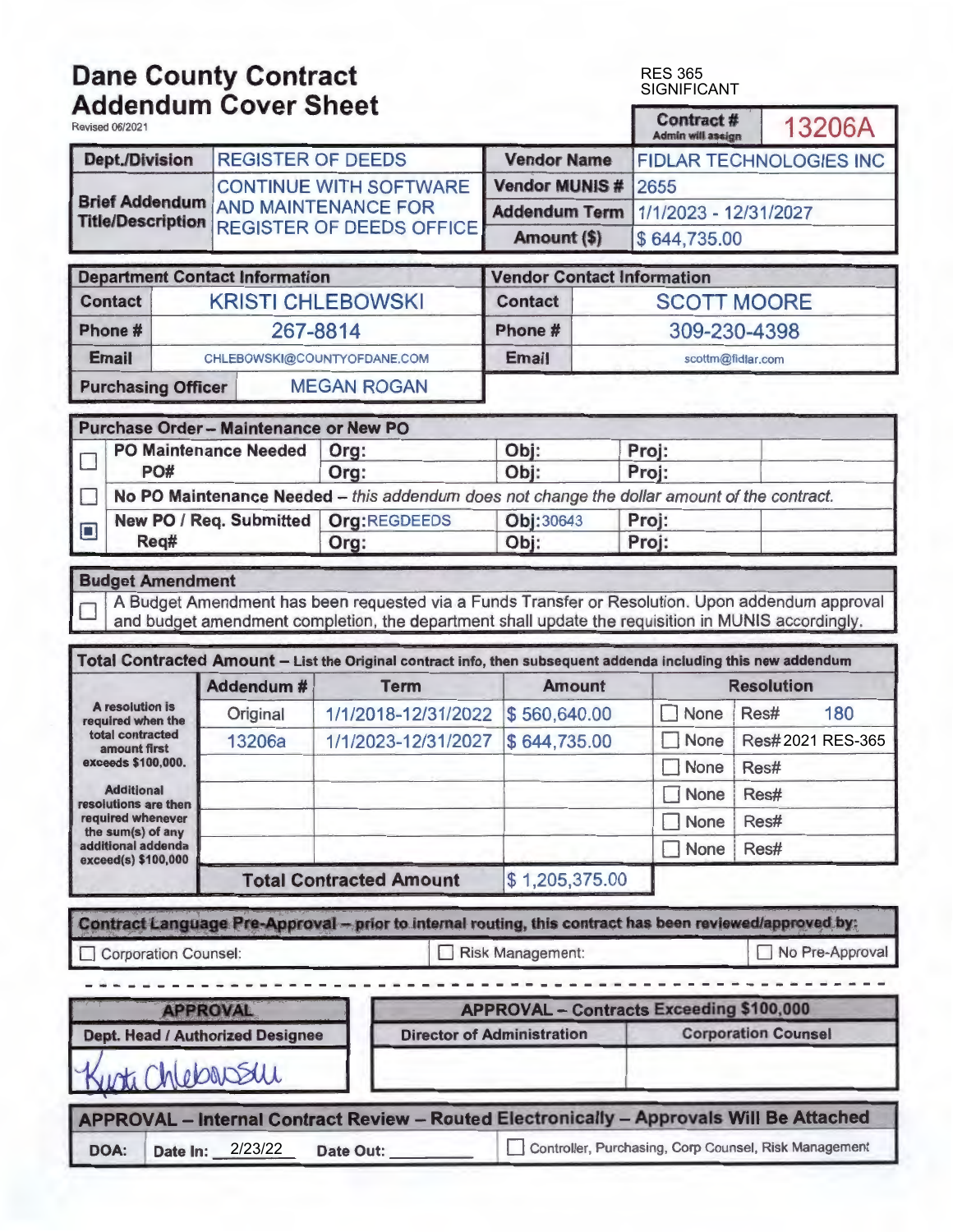# Dane County Contract Addendum Cover Sheet

Revised 06/2021

RES 365
SIGNIFICANT

| Contract # *Admin will assign* | 13206A |
|---|---|

| Dept./Division | REGISTER OF DEEDS | Vendor Name | FIDLAR TECHNOLOGIES INC |
|---|---|---|---|
| Brief Addendum Title/Description | CONTINUE WITH SOFTWARE AND MAINTENANCE FOR REGISTER OF DEEDS OFFICE | Vendor MUNIS # | 2655 |
| | | Addendum Term | 1/1/2023 - 12/31/2027 |
| | | Amount ($) | $ 644,735.00 |

| Department Contact Information | | Vendor Contact Information | |
|---|---|---|---|
| Contact | KRISTI CHLEBOWSKI | Contact | SCOTT MOORE |
| Phone # | 267-8814 | Phone # | 309-230-4398 |
| Email | CHLEBOWSKI@COUNTYOFDANE.COM | Email | scottm@fidlar.com |
| Purchasing Officer | MEGAN ROGAN | | |

## Purchase Order – Maintenance or New PO

| | | | | |
|---|---|---|---|---|
| ☐ | PO Maintenance Needed | Org: | Obj: | Proj: |
| | PO# | Org: | Obj: | Proj: |
| ☐ | No PO Maintenance Needed – *this addendum does not change the dollar amount of the contract.* | | | |
| ☒ | New PO / Req. Submitted | Org: REGDEEDS | Obj: 30643 | Proj: |
| | Req# | Org: | Obj: | Proj: |

## Budget Amendment

☐ A Budget Amendment has been requested via a Funds Transfer or Resolution. Upon addendum approval and budget amendment completion, the department shall update the requisition in MUNIS accordingly.

## Total Contracted Amount – List the Original contract info, then subsequent addenda including this new addendum

| | Addendum # | Term | Amount | Resolution | |
|---|---|---|---|---|---|
| A resolution is required when the total contracted amount first exceeds $100,000. Additional resolutions are then required whenever the sum(s) of any additional addenda exceed(s) $100,000 | Original | 1/1/2018-12/31/2022 | $ 560,640.00 | ☐ None | Res# 180 |
| | 13206a | 1/1/2023-12/31/2027 | $ 644,735.00 | ☐ None | Res# 2021 RES-365 |
| | | | | ☐ None | Res# |
| | | | | ☐ None | Res# |
| | | | | ☐ None | Res# |
| | | | | ☐ None | Res# |
| | **Total Contracted Amount** | | $ 1,205,375.00 | | |

## Contract Language Pre-Approval – prior to internal routing, this contract has been reviewed/approved by:

☐ Corporation Counsel: ☐ Risk Management: ☐ No Pre-Approval

| APPROVAL | APPROVAL – Contracts Exceeding $100,000 | |
|---|---|---|
| Dept. Head / Authorized Designee | Director of Administration | Corporation Counsel |
| Kristi Chlebowski | | |

## APPROVAL – Internal Contract Review – Routed Electronically – Approvals Will Be Attached

| DOA: | Date In: 2/23/22 | Date Out: | ☐ Controller, Purchasing, Corp Counsel, Risk Management |
|---|---|---|---|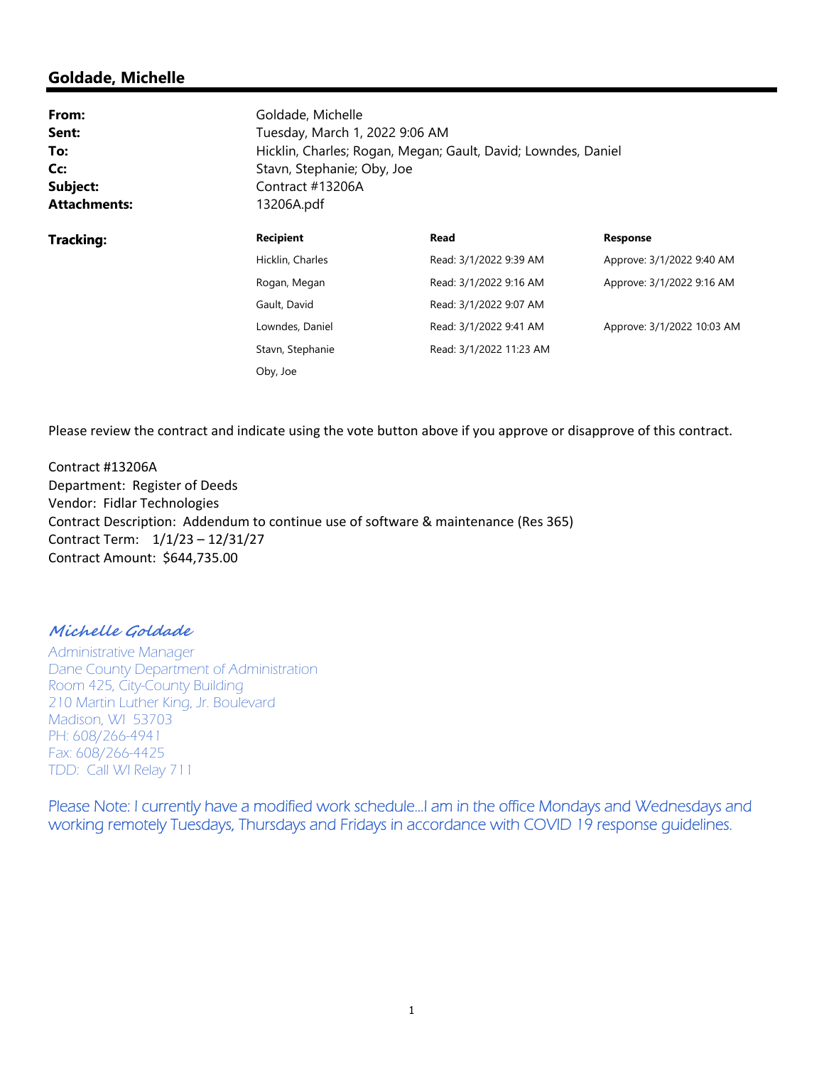## Goldade, Michelle

| | |
|---|---|
| **From:** | Goldade, Michelle |
| **Sent:** | Tuesday, March 1, 2022 9:06 AM |
| **To:** | Hicklin, Charles; Rogan, Megan; Gault, David; Lowndes, Daniel |
| **Cc:** | Stavn, Stephanie; Oby, Joe |
| **Subject:** | Contract #13206A |
| **Attachments:** | 13206A.pdf |

**Tracking:**

| Recipient | Read | Response |
|---|---|---|
| Hicklin, Charles | Read: 3/1/2022 9:39 AM | Approve: 3/1/2022 9:40 AM |
| Rogan, Megan | Read: 3/1/2022 9:16 AM | Approve: 3/1/2022 9:16 AM |
| Gault, David | Read: 3/1/2022 9:07 AM | |
| Lowndes, Daniel | Read: 3/1/2022 9:41 AM | Approve: 3/1/2022 10:03 AM |
| Stavn, Stephanie | Read: 3/1/2022 11:23 AM | |
| Oby, Joe | | |

Please review the contract and indicate using the vote button above if you approve or disapprove of this contract.

Contract #13206A
Department: Register of Deeds
Vendor: Fidlar Technologies
Contract Description: Addendum to continue use of software & maintenance (Res 365)
Contract Term: 1/1/23 – 12/31/27
Contract Amount: $644,735.00

*Michelle Goldade*
Administrative Manager
Dane County Department of Administration
Room 425, City-County Building
210 Martin Luther King, Jr. Boulevard
Madison, WI 53703
PH: 608/266-4941
Fax: 608/266-4425
TDD: Call WI Relay 711

Please Note: I currently have a modified work schedule…I am in the office Mondays and Wednesdays and working remotely Tuesdays, Thursdays and Fridays in accordance with COVID 19 response guidelines.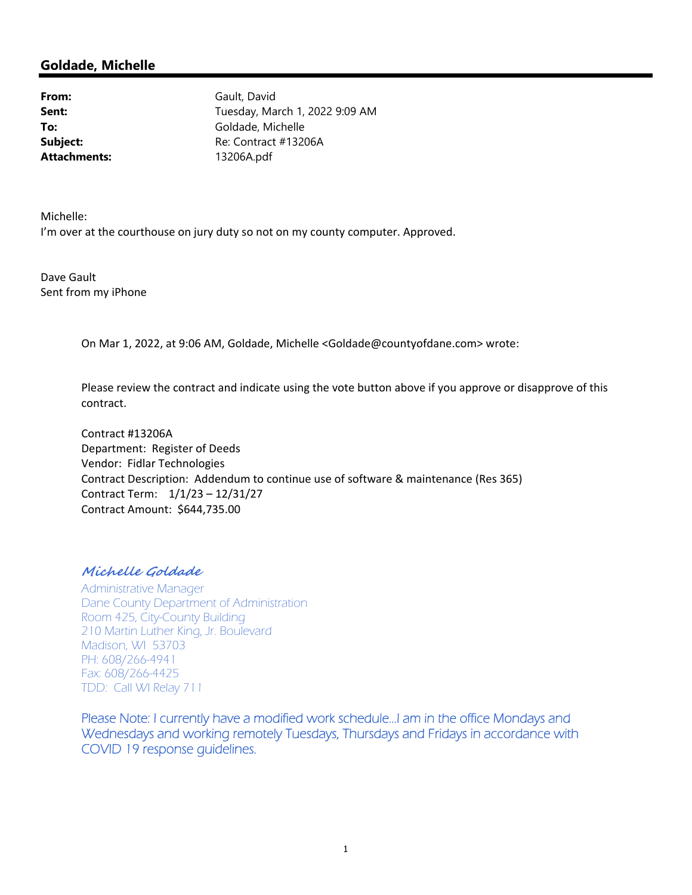## Goldade, Michelle

| | |
|---|---|
| **From:** | Gault, David |
| **Sent:** | Tuesday, March 1, 2022 9:09 AM |
| **To:** | Goldade, Michelle |
| **Subject:** | Re: Contract #13206A |
| **Attachments:** | 13206A.pdf |

Michelle:
I'm over at the courthouse on jury duty so not on my county computer. Approved.

Dave Gault
Sent from my iPhone

> On Mar 1, 2022, at 9:06 AM, Goldade, Michelle <Goldade@countyofdane.com> wrote:
>
> Please review the contract and indicate using the vote button above if you approve or disapprove of this contract.
>
> Contract #13206A
> Department: Register of Deeds
> Vendor: Fidlar Technologies
> Contract Description: Addendum to continue use of software & maintenance (Res 365)
> Contract Term: 1/1/23 – 12/31/27
> Contract Amount: $644,735.00
>
> *Michelle Goldade*
> Administrative Manager
> Dane County Department of Administration
> Room 425, City-County Building
> 210 Martin Luther King, Jr. Boulevard
> Madison, WI 53703
> PH: 608/266-4941
> Fax: 608/266-4425
> TDD: Call WI Relay 711
>
> Please Note: I currently have a modified work schedule…I am in the office Mondays and Wednesdays and working remotely Tuesdays, Thursdays and Fridays in accordance with COVID 19 response guidelines.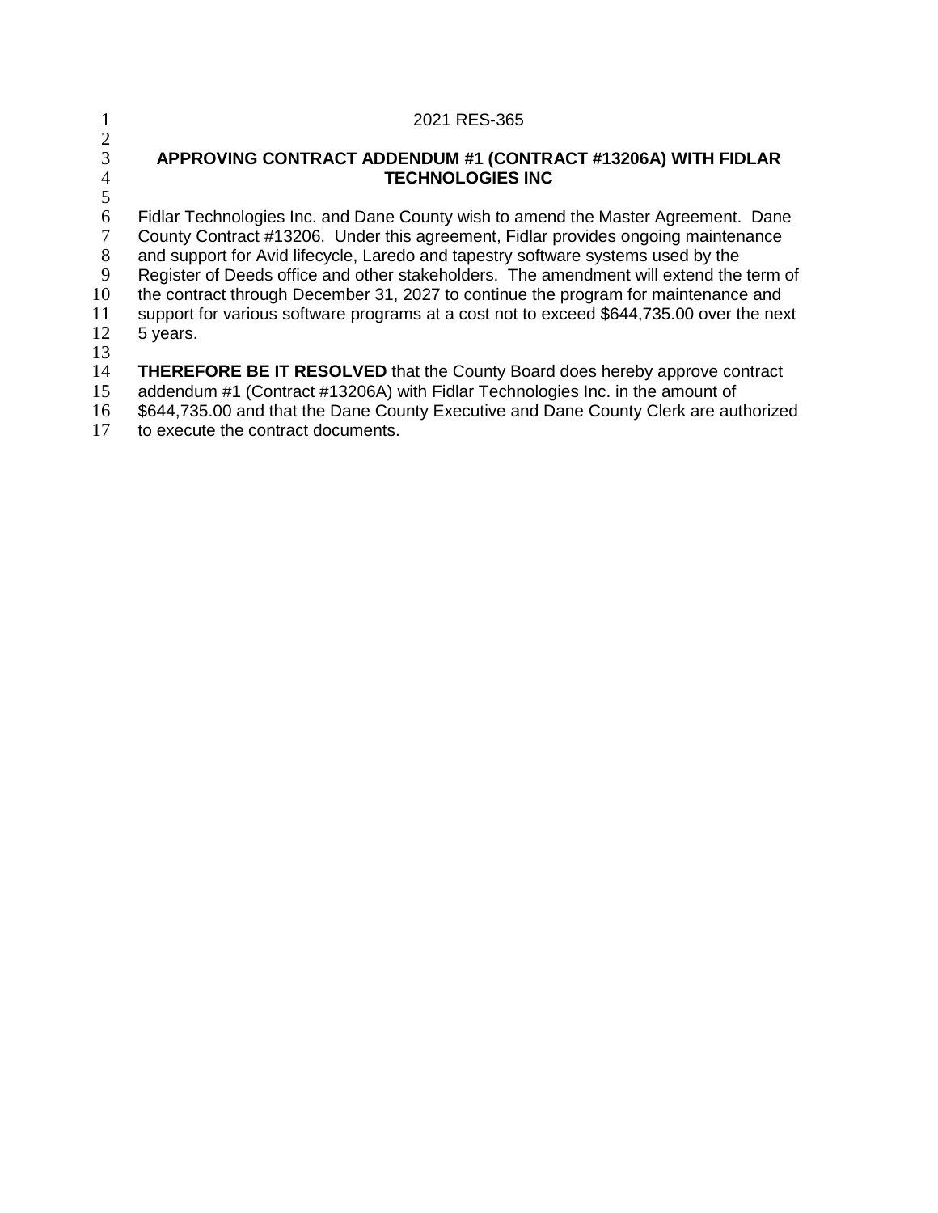2021 RES-365

## APPROVING CONTRACT ADDENDUM #1 (CONTRACT #13206A) WITH FIDLAR TECHNOLOGIES INC

Fidlar Technologies Inc. and Dane County wish to amend the Master Agreement. Dane County Contract #13206. Under this agreement, Fidlar provides ongoing maintenance and support for Avid lifecycle, Laredo and tapestry software systems used by the Register of Deeds office and other stakeholders. The amendment will extend the term of the contract through December 31, 2027 to continue the program for maintenance and support for various software programs at a cost not to exceed $644,735.00 over the next 5 years.

**THEREFORE BE IT RESOLVED** that the County Board does hereby approve contract addendum #1 (Contract #13206A) with Fidlar Technologies Inc. in the amount of $644,735.00 and that the Dane County Executive and Dane County Clerk are authorized to execute the contract documents.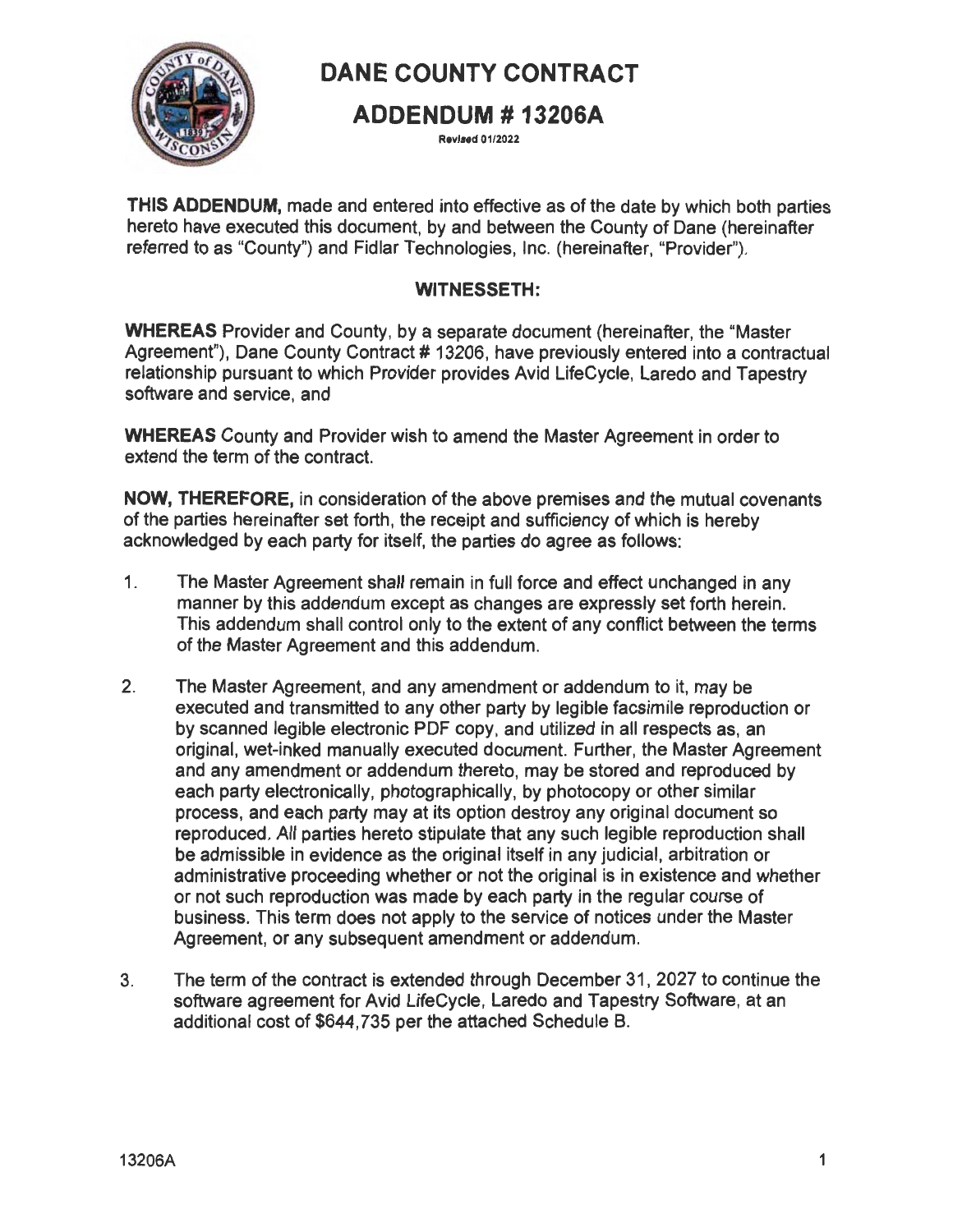# DANE COUNTY CONTRACT

## ADDENDUM # 13206A

Revised 01/2022

**THIS ADDENDUM,** made and entered into effective as of the date by which both parties hereto have executed this document, by and between the County of Dane (hereinafter referred to as "County") and Fidlar Technologies, Inc. (hereinafter, "Provider").

**WITNESSETH:**

**WHEREAS** Provider and County, by a separate document (hereinafter, the "Master Agreement"), Dane County Contract # 13206, have previously entered into a contractual relationship pursuant to which Provider provides Avid LifeCycle, Laredo and Tapestry software and service, and

**WHEREAS** County and Provider wish to amend the Master Agreement in order to extend the term of the contract.

**NOW, THEREFORE,** in consideration of the above premises and the mutual covenants of the parties hereinafter set forth, the receipt and sufficiency of which is hereby acknowledged by each party for itself, the parties do agree as follows:

1. The Master Agreement shall remain in full force and effect unchanged in any manner by this addendum except as changes are expressly set forth herein. This addendum shall control only to the extent of any conflict between the terms of the Master Agreement and this addendum.

2. The Master Agreement, and any amendment or addendum to it, may be executed and transmitted to any other party by legible facsimile reproduction or by scanned legible electronic PDF copy, and utilized in all respects as, an original, wet-inked manually executed document. Further, the Master Agreement and any amendment or addendum thereto, may be stored and reproduced by each party electronically, photographically, by photocopy or other similar process, and each party may at its option destroy any original document so reproduced. All parties hereto stipulate that any such legible reproduction shall be admissible in evidence as the original itself in any judicial, arbitration or administrative proceeding whether or not the original is in existence and whether or not such reproduction was made by each party in the regular course of business. This term does not apply to the service of notices under the Master Agreement, or any subsequent amendment or addendum.

3. The term of the contract is extended through December 31, 2027 to continue the software agreement for Avid LifeCycle, Laredo and Tapestry Software, at an additional cost of $644,735 per the attached Schedule B.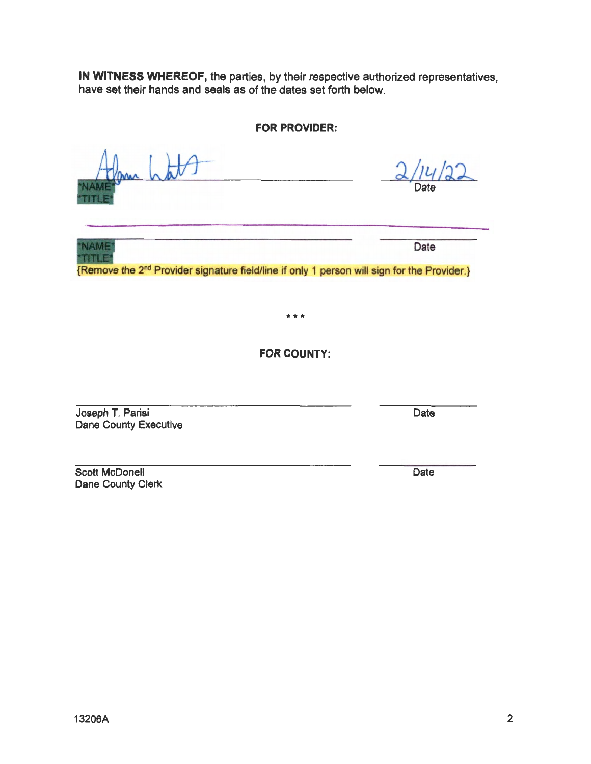**IN WITNESS WHEREOF,** the parties, by their respective authorized representatives, have set their hands and seals as of the dates set forth below.

**FOR PROVIDER:**

Adam Watt _____________________________ 2/14/22
*NAME* Date
*TITLE*

_____________________________ _____________
*NAME* Date
*TITLE*
{Remove the 2[nd] Provider signature field/line if only 1 person will sign for the Provider.}

\* \* \*

**FOR COUNTY:**

_____________________________ _____________
Joseph T. Parisi Date
Dane County Executive

_____________________________ _____________
Scott McDonell Date
Dane County Clerk

13206A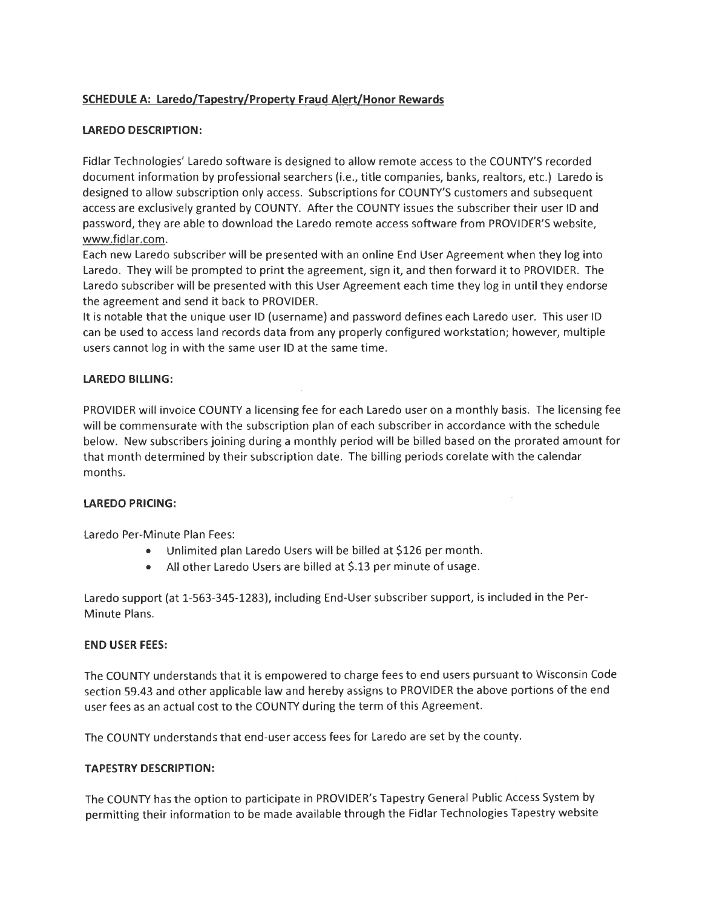**SCHEDULE A: Laredo/Tapestry/Property Fraud Alert/Honor Rewards**

**LAREDO DESCRIPTION:**

Fidlar Technologies' Laredo software is designed to allow remote access to the COUNTY'S recorded document information by professional searchers (i.e., title companies, banks, realtors, etc.) Laredo is designed to allow subscription only access. Subscriptions for COUNTY'S customers and subsequent access are exclusively granted by COUNTY. After the COUNTY issues the subscriber their user ID and password, they are able to download the Laredo remote access software from PROVIDER'S website, www.fidlar.com.

Each new Laredo subscriber will be presented with an online End User Agreement when they log into Laredo. They will be prompted to print the agreement, sign it, and then forward it to PROVIDER. The Laredo subscriber will be presented with this User Agreement each time they log in until they endorse the agreement and send it back to PROVIDER.

It is notable that the unique user ID (username) and password defines each Laredo user. This user ID can be used to access land records data from any properly configured workstation; however, multiple users cannot log in with the same user ID at the same time.

**LAREDO BILLING:**

PROVIDER will invoice COUNTY a licensing fee for each Laredo user on a monthly basis. The licensing fee will be commensurate with the subscription plan of each subscriber in accordance with the schedule below. New subscribers joining during a monthly period will be billed based on the prorated amount for that month determined by their subscription date. The billing periods corelate with the calendar months.

**LAREDO PRICING:**

Laredo Per-Minute Plan Fees:

- Unlimited plan Laredo Users will be billed at $126 per month.
- All other Laredo Users are billed at $.13 per minute of usage.

Laredo support (at 1-563-345-1283), including End-User subscriber support, is included in the Per-Minute Plans.

**END USER FEES:**

The COUNTY understands that it is empowered to charge fees to end users pursuant to Wisconsin Code section 59.43 and other applicable law and hereby assigns to PROVIDER the above portions of the end user fees as an actual cost to the COUNTY during the term of this Agreement.

The COUNTY understands that end-user access fees for Laredo are set by the county.

**TAPESTRY DESCRIPTION:**

The COUNTY has the option to participate in PROVIDER's Tapestry General Public Access System by permitting their information to be made available through the Fidlar Technologies Tapestry website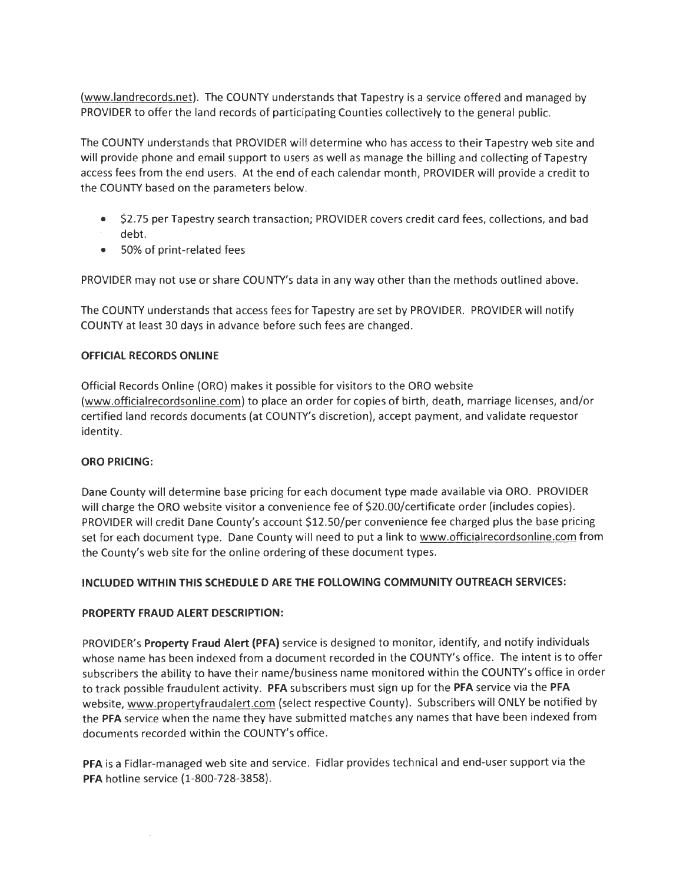(www.landrecords.net). The COUNTY understands that Tapestry is a service offered and managed by PROVIDER to offer the land records of participating Counties collectively to the general public.

The COUNTY understands that PROVIDER will determine who has access to their Tapestry web site and will provide phone and email support to users as well as manage the billing and collecting of Tapestry access fees from the end users. At the end of each calendar month, PROVIDER will provide a credit to the COUNTY based on the parameters below.

- $2.75 per Tapestry search transaction; PROVIDER covers credit card fees, collections, and bad debt.
- 50% of print-related fees

PROVIDER may not use or share COUNTY's data in any way other than the methods outlined above.

The COUNTY understands that access fees for Tapestry are set by PROVIDER. PROVIDER will notify COUNTY at least 30 days in advance before such fees are changed.

**OFFICIAL RECORDS ONLINE**

Official Records Online (ORO) makes it possible for visitors to the ORO website (www.officialrecordsonline.com) to place an order for copies of birth, death, marriage licenses, and/or certified land records documents (at COUNTY's discretion), accept payment, and validate requestor identity.

**ORO PRICING:**

Dane County will determine base pricing for each document type made available via ORO. PROVIDER will charge the ORO website visitor a convenience fee of $20.00/certificate order (includes copies). PROVIDER will credit Dane County's account $12.50/per convenience fee charged plus the base pricing set for each document type. Dane County will need to put a link to www.officialrecordsonline.com from the County's web site for the online ordering of these document types.

**INCLUDED WITHIN THIS SCHEDULE D ARE THE FOLLOWING COMMUNITY OUTREACH SERVICES:**

**PROPERTY FRAUD ALERT DESCRIPTION:**

PROVIDER's **Property Fraud Alert (PFA)** service is designed to monitor, identify, and notify individuals whose name has been indexed from a document recorded in the COUNTY's office. The intent is to offer subscribers the ability to have their name/business name monitored within the COUNTY's office in order to track possible fraudulent activity. **PFA** subscribers must sign up for the **PFA** service via the **PFA** website, www.propertyfraudalert.com (select respective County). Subscribers will ONLY be notified by the **PFA** service when the name they have submitted matches any names that have been indexed from documents recorded within the COUNTY's office.

**PFA** is a Fidlar-managed web site and service. Fidlar provides technical and end-user support via the **PFA** hotline service (1-800-728-3858).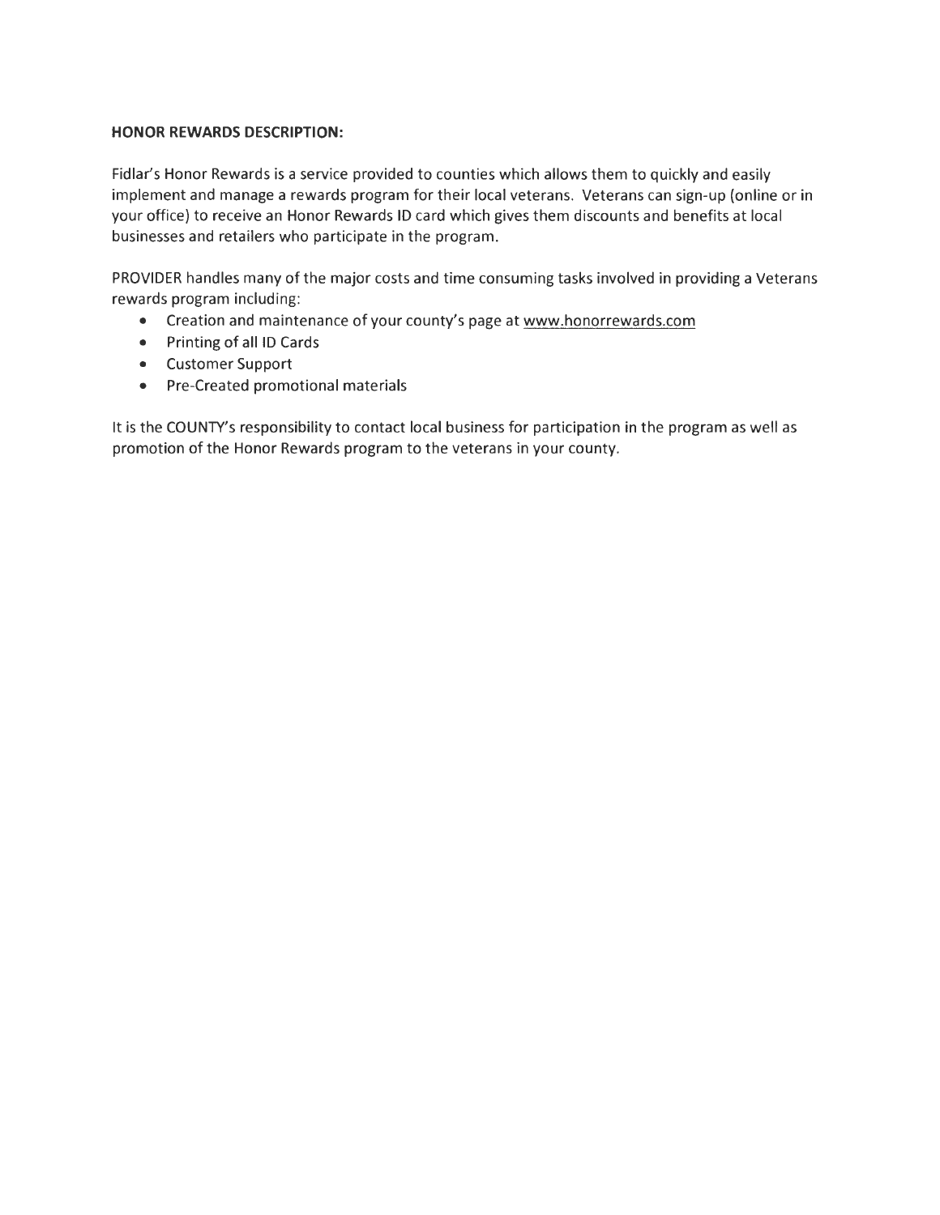**HONOR REWARDS DESCRIPTION:**

Fidlar's Honor Rewards is a service provided to counties which allows them to quickly and easily implement and manage a rewards program for their local veterans. Veterans can sign-up (online or in your office) to receive an Honor Rewards ID card which gives them discounts and benefits at local businesses and retailers who participate in the program.

PROVIDER handles many of the major costs and time consuming tasks involved in providing a Veterans rewards program including:

- Creation and maintenance of your county's page at www.honorrewards.com
- Printing of all ID Cards
- Customer Support
- Pre-Created promotional materials

It is the COUNTY's responsibility to contact local business for participation in the program as well as promotion of the Honor Rewards program to the veterans in your county.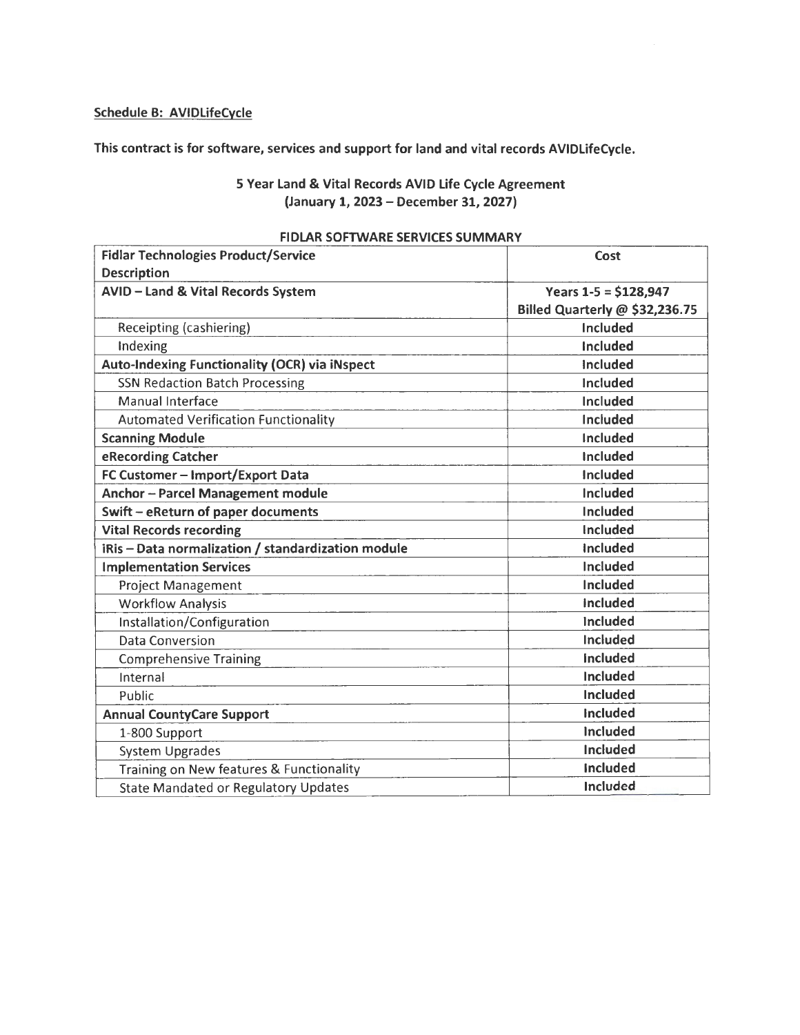**<u>Schedule B: AVIDLifeCycle</u>**

**This contract is for software, services and support for land and vital records AVIDLifeCycle.**

**5 Year Land & Vital Records AVID Life Cycle Agreement**
**(January 1, 2023 – December 31, 2027)**

**FIDLAR SOFTWARE SERVICES SUMMARY**

| Fidlar Technologies Product/Service Description | Cost |
|---|---|
| **AVID – Land & Vital Records System** | **Years 1-5 = $128,947**<br>**Billed Quarterly @ $32,236.75** |
| Receipting (cashiering) | **Included** |
| Indexing | **Included** |
| **Auto-Indexing Functionality (OCR) via iNspect** | **Included** |
| SSN Redaction Batch Processing | **Included** |
| Manual Interface | **Included** |
| Automated Verification Functionality | **Included** |
| **Scanning Module** | **Included** |
| **eRecording Catcher** | **Included** |
| **FC Customer – Import/Export Data** | **Included** |
| **Anchor – Parcel Management module** | **Included** |
| **Swift – eReturn of paper documents** | **Included** |
| **Vital Records recording** | **Included** |
| **iRis – Data normalization / standardization module** | **Included** |
| **Implementation Services** | **Included** |
| Project Management | **Included** |
| Workflow Analysis | **Included** |
| Installation/Configuration | **Included** |
| Data Conversion | **Included** |
| Comprehensive Training | **Included** |
| Internal | **Included** |
| Public | **Included** |
| **Annual CountyCare Support** | **Included** |
| 1-800 Support | **Included** |
| System Upgrades | **Included** |
| Training on New features & Functionality | **Included** |
| State Mandated or Regulatory Updates | **Included** |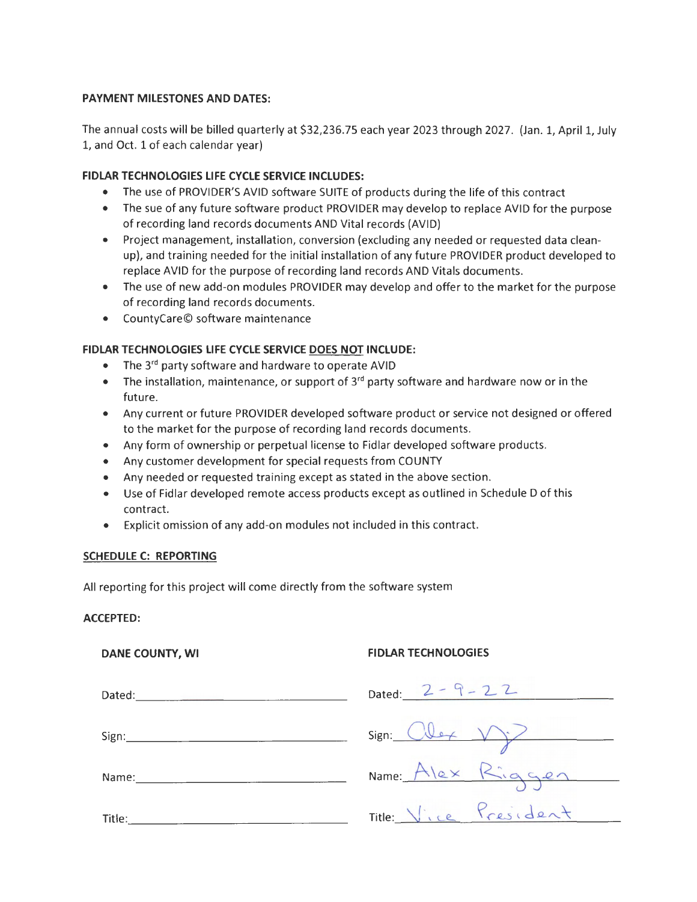**PAYMENT MILESTONES AND DATES:**

The annual costs will be billed quarterly at $32,236.75 each year 2023 through 2027. (Jan. 1, April 1, July 1, and Oct. 1 of each calendar year)

**FIDLAR TECHNOLOGIES LIFE CYCLE SERVICE INCLUDES:**

- The use of PROVIDER'S AVID software SUITE of products during the life of this contract
- The sue of any future software product PROVIDER may develop to replace AVID for the purpose of recording land records documents AND Vital records (AVID)
- Project management, installation, conversion (excluding any needed or requested data clean-up), and training needed for the initial installation of any future PROVIDER product developed to replace AVID for the purpose of recording land records AND Vitals documents.
- The use of new add-on modules PROVIDER may develop and offer to the market for the purpose of recording land records documents.
- CountyCare© software maintenance

**FIDLAR TECHNOLOGIES LIFE CYCLE SERVICE <u>DOES NOT</u> INCLUDE:**

- The 3rd party software and hardware to operate AVID
- The installation, maintenance, or support of 3rd party software and hardware now or in the future.
- Any current or future PROVIDER developed software product or service not designed or offered to the market for the purpose of recording land records documents.
- Any form of ownership or perpetual license to Fidlar developed software products.
- Any customer development for special requests from COUNTY
- Any needed or requested training except as stated in the above section.
- Use of Fidlar developed remote access products except as outlined in Schedule D of this contract.
- Explicit omission of any add-on modules not included in this contract.

**<u>SCHEDULE C: REPORTING</u>**

All reporting for this project will come directly from the software system

**ACCEPTED:**

| **DANE COUNTY, WI** | **FIDLAR TECHNOLOGIES** |
|---|---|
| Dated: | Dated: 2-9-22 |
| Sign: | Sign: [signature] |
| Name: | Name: Alex Riggen |
| Title: | Title: Vice President |